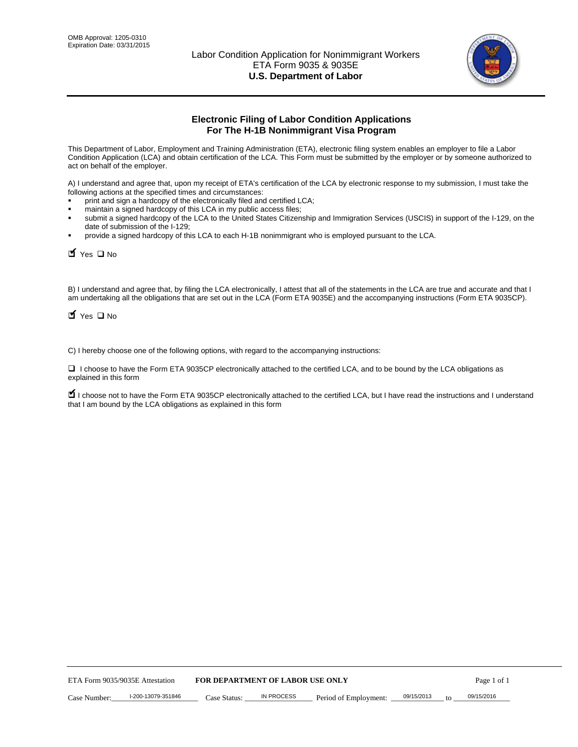OMB Approval: 1205-0310
Expiration Date: 03/31/2015

# Labor Condition Application for Nonimmigrant Workers
ETA Form 9035 & 9035E
**U.S. Department of Labor**

## Electronic Filing of Labor Condition Applications For The H-1B Nonimmigrant Visa Program

This Department of Labor, Employment and Training Administration (ETA), electronic filing system enables an employer to file a Labor Condition Application (LCA) and obtain certification of the LCA. This Form must be submitted by the employer or by someone authorized to act on behalf of the employer.

A) I understand and agree that, upon my receipt of ETA's certification of the LCA by electronic response to my submission, I must take the following actions at the specified times and circumstances:

- print and sign a hardcopy of the electronically filed and certified LCA;
- maintain a signed hardcopy of this LCA in my public access files;
- submit a signed hardcopy of the LCA to the United States Citizenship and Immigration Services (USCIS) in support of the I-129, on the date of submission of the I-129;
- provide a signed hardcopy of this LCA to each H-1B nonimmigrant who is employed pursuant to the LCA.

☑ Yes ☐ No

B) I understand and agree that, by filing the LCA electronically, I attest that all of the statements in the LCA are true and accurate and that I am undertaking all the obligations that are set out in the LCA (Form ETA 9035E) and the accompanying instructions (Form ETA 9035CP).

☑ Yes ☐ No

C) I hereby choose one of the following options, with regard to the accompanying instructions:

☐ I choose to have the Form ETA 9035CP electronically attached to the certified LCA, and to be bound by the LCA obligations as explained in this form

☑ I choose not to have the Form ETA 9035CP electronically attached to the certified LCA, but I have read the instructions and I understand that I am bound by the LCA obligations as explained in this form

ETA Form 9035/9035E Attestation **FOR DEPARTMENT OF LABOR USE ONLY**

Case Number: I-200-13079-351846 Case Status: IN PROCESS Period of Employment: 09/15/2013 to 09/15/2016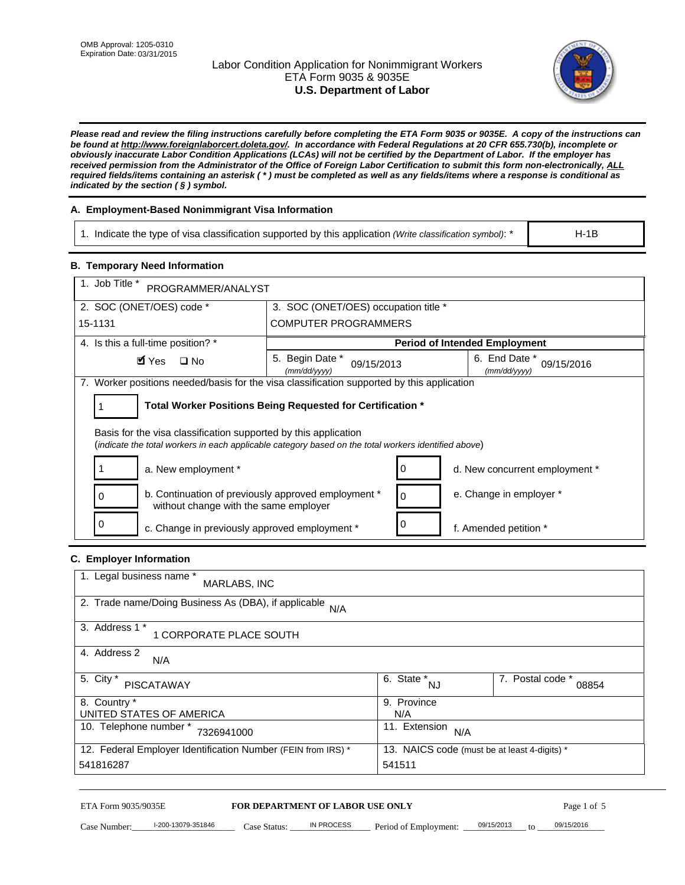OMB Approval: 1205-0310
Expiration Date: 03/31/2015

# Labor Condition Application for Nonimmigrant Workers
## ETA Form 9035 & 9035E
## U.S. Department of Labor

***Please read and review the filing instructions carefully before completing the ETA Form 9035 or 9035E. A copy of the instructions can be found at http://www.foreignlaborcert.doleta.gov/. In accordance with Federal Regulations at 20 CFR 655.730(b), incomplete or obviously inaccurate Labor Condition Applications (LCAs) will not be certified by the Department of Labor. If the employer has received permission from the Administrator of the Office of Foreign Labor Certification to submit this form non-electronically, ALL required fields/items containing an asterisk ( * ) must be completed as well as any fields/items where a response is conditional as indicated by the section ( § ) symbol.***

### A. Employment-Based Nonimmigrant Visa Information

| 1. Indicate the type of visa classification supported by this application *(Write classification symbol)*: * | H-1B |
|---|---|

### B. Temporary Need Information

| 1. Job Title * PROGRAMMER/ANALYST | | |
|---|---|---|
| 2. SOC (ONET/OES) code * 15-1131 | 3. SOC (ONET/OES) occupation title * COMPUTER PROGRAMMERS | |
| 4. Is this a full-time position? * | **Period of Intended Employment** | |
| ☑ Yes ☐ No | 5. Begin Date * (mm/dd/yyyy) 09/15/2013 | 6. End Date * (mm/dd/yyyy) 09/15/2016 |

7. Worker positions needed/basis for the visa classification supported by this application

1 **Total Worker Positions Being Requested for Certification ***

Basis for the visa classification supported by this application
(*indicate the total workers in each applicable category based on the total workers identified above*)

| | | | |
|---|---|---|---|
| 1 | a. New employment * | 0 | d. New concurrent employment * |
| 0 | b. Continuation of previously approved employment * without change with the same employer | 0 | e. Change in employer * |
| 0 | c. Change in previously approved employment * | 0 | f. Amended petition * |

### C. Employer Information

| | | |
|---|---|---|
| 1. Legal business name * MARLABS, INC | | |
| 2. Trade name/Doing Business As (DBA), if applicable N/A | | |
| 3. Address 1 * 1 CORPORATE PLACE SOUTH | | |
| 4. Address 2 N/A | | |
| 5. City * PISCATAWAY | 6. State * NJ | 7. Postal code * 08854 |
| 8. Country * UNITED STATES OF AMERICA | 9. Province N/A | |
| 10. Telephone number * 7326941000 | 11. Extension N/A | |
| 12. Federal Employer Identification Number (FEIN from IRS) * 541816287 | 13. NAICS code (must be at least 4-digits) * 541511 | |

ETA Form 9035/9035E — **FOR DEPARTMENT OF LABOR USE ONLY**

Case Number: I-200-13079-351846 Case Status: IN PROCESS Period of Employment: 09/15/2013 to 09/15/2016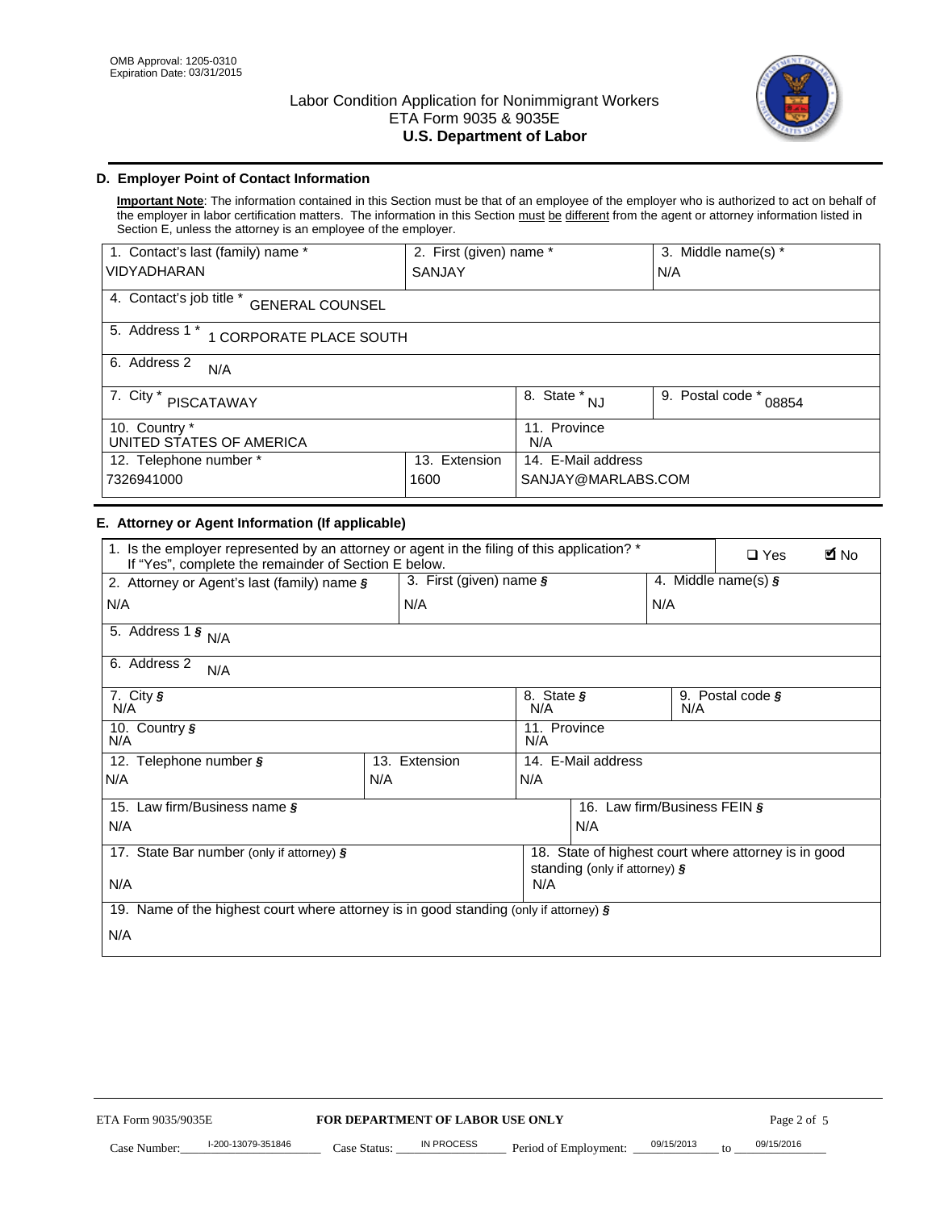OMB Approval: 1205-0310
Expiration Date: 03/31/2015

# Labor Condition Application for Nonimmigrant Workers
## ETA Form 9035 & 9035E
## U.S. Department of Labor

### D. Employer Point of Contact Information

**Important Note**: The information contained in this Section must be that of an employee of the employer who is authorized to act on behalf of the employer in labor certification matters. The information in this Section must be different from the agent or attorney information listed in Section E, unless the attorney is an employee of the employer.

| 1. Contact's last (family) name * | 2. First (given) name * | 3. Middle name(s) * |
|---|---|---|
| VIDYADHARAN | SANJAY | N/A |

| 4. Contact's job title * GENERAL COUNSEL |
|---|
| 5. Address 1 * 1 CORPORATE PLACE SOUTH |
| 6. Address 2 N/A |

| 7. City * PISCATAWAY | 8. State * NJ | 9. Postal code * 08854 |
|---|---|---|
| 10. Country * UNITED STATES OF AMERICA | 11. Province N/A | |

| 12. Telephone number * | 13. Extension | 14. E-Mail address |
|---|---|---|
| 7326941000 | 1600 | SANJAY@MARLABS.COM |

### E. Attorney or Agent Information (If applicable)

| 1. Is the employer represented by an attorney or agent in the filing of this application? * If "Yes", complete the remainder of Section E below. | ☐ Yes | ☑ No |
|---|---|---|

| 2. Attorney or Agent's last (family) name § | 3. First (given) name § | 4. Middle name(s) § |
|---|---|---|
| N/A | N/A | N/A |

| 5. Address 1 § N/A |
|---|
| 6. Address 2 N/A |

| 7. City § N/A | 8. State § N/A | 9. Postal code § N/A |
|---|---|---|
| 10. Country § N/A | 11. Province N/A | |

| 12. Telephone number § | 13. Extension | 14. E-Mail address |
|---|---|---|
| N/A | N/A | N/A |

| 15. Law firm/Business name § | 16. Law firm/Business FEIN § |
|---|---|
| N/A | N/A |

| 17. State Bar number (only if attorney) § | 18. State of highest court where attorney is in good standing (only if attorney) § |
|---|---|
| N/A | N/A |

| 19. Name of the highest court where attorney is in good standing (only if attorney) § |
|---|
| N/A |

ETA Form 9035/9035E **FOR DEPARTMENT OF LABOR USE ONLY**

Case Number: I-200-13079-351846 Case Status: IN PROCESS Period of Employment: 09/15/2013 to 09/15/2016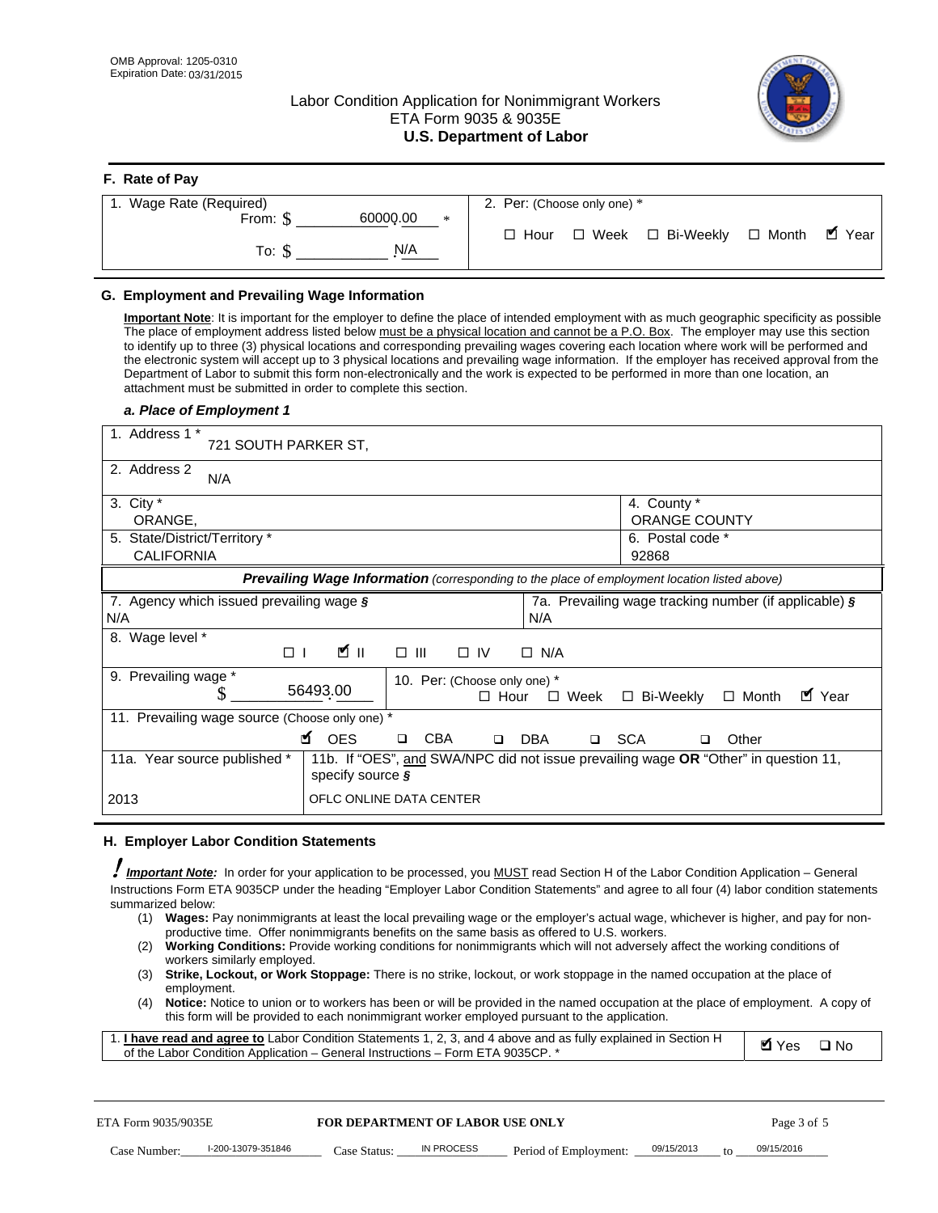OMB Approval: 1205-0310
Expiration Date: 03/31/2015

# Labor Condition Application for Nonimmigrant Workers
## ETA Form 9035 & 9035E
## U.S. Department of Labor

### F. Rate of Pay

| 1. Wage Rate (Required) | 2. Per: (Choose only one) * |
|---|---|
| From: $ 60000.00 * <br> To: $ N/A | ☐ Hour ☐ Week ☐ Bi-Weekly ☐ Month ☑ Year |

### G. Employment and Prevailing Wage Information

**Important Note**: It is important for the employer to define the place of intended employment with as much geographic specificity as possible The place of employment address listed below must be a physical location and cannot be a P.O. Box. The employer may use this section to identify up to three (3) physical locations and corresponding prevailing wages covering each location where work will be performed and the electronic system will accept up to 3 physical locations and prevailing wage information. If the employer has received approval from the Department of Labor to submit this form non-electronically and the work is expected to be performed in more than one location, an attachment must be submitted in order to complete this section.

#### *a. Place of Employment 1*

| | |
|---|---|
| 1. Address 1 * 721 SOUTH PARKER ST, | |
| 2. Address 2 N/A | |
| 3. City * ORANGE, | 4. County * ORANGE COUNTY |
| 5. State/District/Territory * CALIFORNIA | 6. Postal code * 92868 |

***Prevailing Wage Information*** *(corresponding to the place of employment location listed above)*

| | |
|---|---|
| 7. Agency which issued prevailing wage § N/A | 7a. Prevailing wage tracking number (if applicable) § N/A |
| 8. Wage level * ☐ I ☑ II ☐ III ☐ IV ☐ N/A | |
| 9. Prevailing wage * $ 56493.00 | 10. Per: (Choose only one) * ☐ Hour ☐ Week ☐ Bi-Weekly ☐ Month ☑ Year |
| 11. Prevailing wage source (Choose only one) * ☑ OES ☐ CBA ☐ DBA ☐ SCA ☐ Other | |
| 11a. Year source published * 2013 | 11b. If "OES", and SWA/NPC did not issue prevailing wage OR "Other" in question 11, specify source § OFLC ONLINE DATA CENTER |

### H. Employer Labor Condition Statements

***Important Note:*** In order for your application to be processed, you MUST read Section H of the Labor Condition Application – General Instructions Form ETA 9035CP under the heading "Employer Labor Condition Statements" and agree to all four (4) labor condition statements summarized below:

(1) **Wages:** Pay nonimmigrants at least the local prevailing wage or the employer's actual wage, whichever is higher, and pay for non-productive time. Offer nonimmigrants benefits on the same basis as offered to U.S. workers.
(2) **Working Conditions:** Provide working conditions for nonimmigrants which will not adversely affect the working conditions of workers similarly employed.
(3) **Strike, Lockout, or Work Stoppage:** There is no strike, lockout, or work stoppage in the named occupation at the place of employment.
(4) **Notice:** Notice to union or to workers has been or will be provided in the named occupation at the place of employment. A copy of this form will be provided to each nonimmigrant worker employed pursuant to the application.

| | |
|---|---|
| 1. **I have read and agree to** Labor Condition Statements 1, 2, 3, and 4 above and as fully explained in Section H of the Labor Condition Application – General Instructions – Form ETA 9035CP. * | ☑ Yes ☐ No |

ETA Form 9035/9035E — **FOR DEPARTMENT OF LABOR USE ONLY**

Case Number: I-200-13079-351846 Case Status: IN PROCESS Period of Employment: 09/15/2013 to 09/15/2016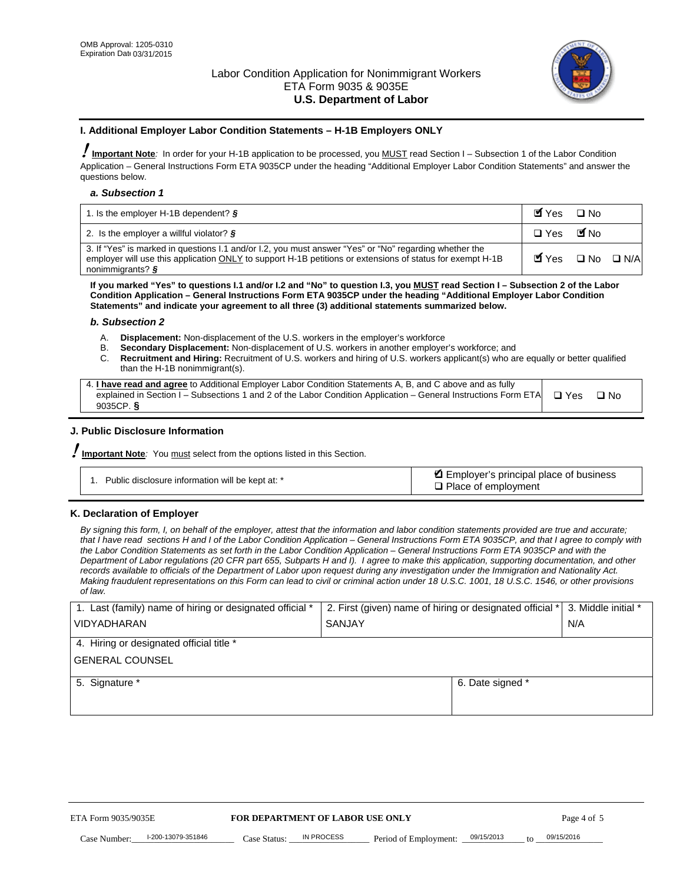OMB Approval: 1205-0310
Expiration Date 03/31/2015

# Labor Condition Application for Nonimmigrant Workers
## ETA Form 9035 & 9035E
## U.S. Department of Labor

### I. Additional Employer Labor Condition Statements – H-1B Employers ONLY

**Important Note**: In order for your H-1B application to be processed, you MUST read Section I – Subsection 1 of the Labor Condition Application – General Instructions Form ETA 9035CP under the heading "Additional Employer Labor Condition Statements" and answer the questions below.

#### *a. Subsection 1*

| | |
|---|---|
| 1. Is the employer H-1B dependent? § | ☑ Yes ☐ No |
| 2. Is the employer a willful violator? § | ☐ Yes ☑ No |
| 3. If "Yes" is marked in questions I.1 and/or I.2, you must answer "Yes" or "No" regarding whether the employer will use this application ONLY to support H-1B petitions or extensions of status for exempt H-1B nonimmigrants? § | ☑ Yes ☐ No ☐ N/A |

**If you marked "Yes" to questions I.1 and/or I.2 and "No" to question I.3, you MUST read Section I – Subsection 2 of the Labor Condition Application – General Instructions Form ETA 9035CP under the heading "Additional Employer Labor Condition Statements" and indicate your agreement to all three (3) additional statements summarized below.**

#### *b. Subsection 2*

A. **Displacement:** Non-displacement of the U.S. workers in the employer's workforce
B. **Secondary Displacement:** Non-displacement of U.S. workers in another employer's workforce; and
C. **Recruitment and Hiring:** Recruitment of U.S. workers and hiring of U.S. workers applicant(s) who are equally or better qualified than the H-1B nonimmigrant(s).

| | |
|---|---|
| 4. **I have read and agree** to Additional Employer Labor Condition Statements A, B, and C above and as fully explained in Section I – Subsections 1 and 2 of the Labor Condition Application – General Instructions Form ETA 9035CP. § | ☐ Yes ☐ No |

### J. Public Disclosure Information

**Important Note**: You must select from the options listed in this Section.

| | |
|---|---|
| 1. Public disclosure information will be kept at: * | ☑ Employer's principal place of business<br>☐ Place of employment |

### K. Declaration of Employer

*By signing this form, I, on behalf of the employer, attest that the information and labor condition statements provided are true and accurate; that I have read sections H and I of the Labor Condition Application – General Instructions Form ETA 9035CP, and that I agree to comply with the Labor Condition Statements as set forth in the Labor Condition Application – General Instructions Form ETA 9035CP and with the Department of Labor regulations (20 CFR part 655, Subparts H and I). I agree to make this application, supporting documentation, and other records available to officials of the Department of Labor upon request during any investigation under the Immigration and Nationality Act. Making fraudulent representations on this Form can lead to civil or criminal action under 18 U.S.C. 1001, 18 U.S.C. 1546, or other provisions of law.*

| 1. Last (family) name of hiring or designated official * | 2. First (given) name of hiring or designated official * | 3. Middle initial * |
|---|---|---|
| VIDYADHARAN | SANJAY | N/A |
| 4. Hiring or designated official title * | | |
| GENERAL COUNSEL | | |
| 5. Signature * | 6. Date signed * | |
| | | |

ETA Form 9035/9035E | **FOR DEPARTMENT OF LABOR USE ONLY**

Case Number: I-200-13079-351846 Case Status: IN PROCESS Period of Employment: 09/15/2013 to 09/15/2016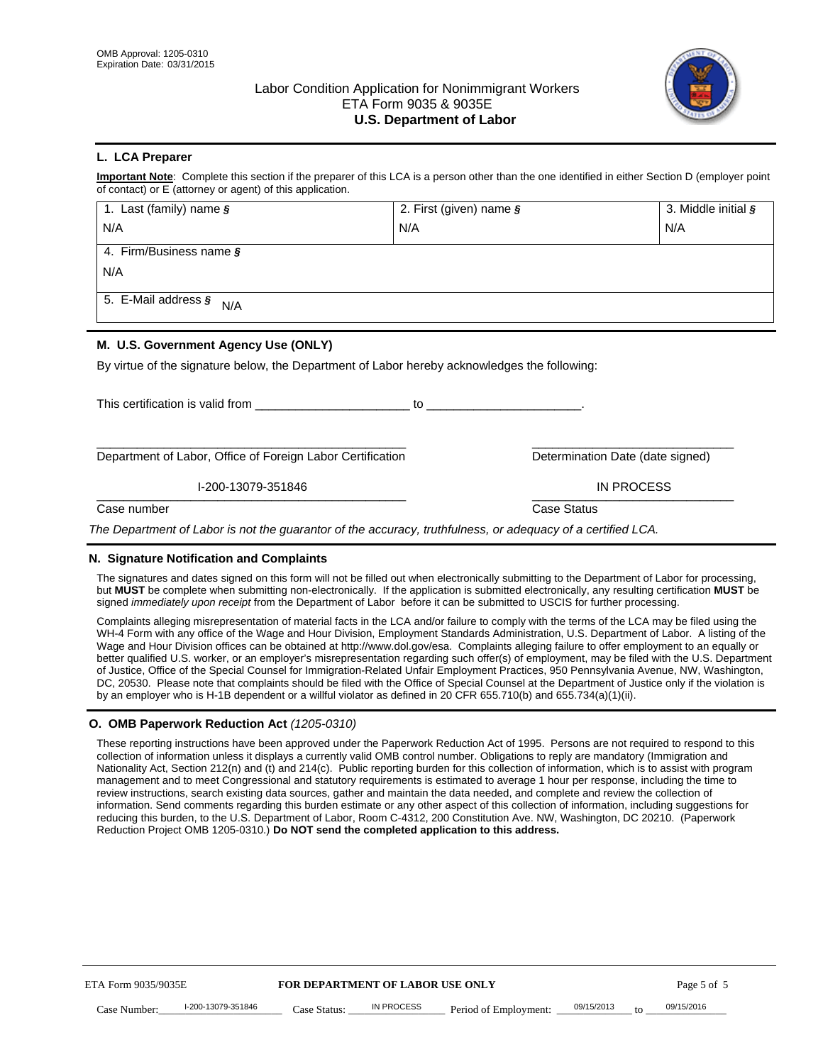OMB Approval: 1205-0310
Expiration Date: 03/31/2015

# Labor Condition Application for Nonimmigrant Workers
ETA Form 9035 & 9035E
**U.S. Department of Labor**

## L. LCA Preparer

**Important Note**: Complete this section if the preparer of this LCA is a person other than the one identified in either Section D (employer point of contact) or E (attorney or agent) of this application.

| 1. Last (family) name § | 2. First (given) name § | 3. Middle initial § |
|---|---|---|
| N/A | N/A | N/A |

4. Firm/Business name §
N/A

5. E-Mail address § N/A

## M. U.S. Government Agency Use (ONLY)

By virtue of the signature below, the Department of Labor hereby acknowledges the following:

This certification is valid from ______________________ to ______________________.

______________________________________________ ______________________________
Department of Labor, Office of Foreign Labor Certification — Determination Date (date signed)

I-200-13079-351846 — IN PROCESS
Case number — Case Status

*The Department of Labor is not the guarantor of the accuracy, truthfulness, or adequacy of a certified LCA.*

## N. Signature Notification and Complaints

The signatures and dates signed on this form will not be filled out when electronically submitting to the Department of Labor for processing, but **MUST** be complete when submitting non-electronically. If the application is submitted electronically, any resulting certification **MUST** be signed *immediately upon receipt* from the Department of Labor before it can be submitted to USCIS for further processing.

Complaints alleging misrepresentation of material facts in the LCA and/or failure to comply with the terms of the LCA may be filed using the WH-4 Form with any office of the Wage and Hour Division, Employment Standards Administration, U.S. Department of Labor. A listing of the Wage and Hour Division offices can be obtained at http://www.dol.gov/esa. Complaints alleging failure to offer employment to an equally or better qualified U.S. worker, or an employer's misrepresentation regarding such offer(s) of employment, may be filed with the U.S. Department of Justice, Office of the Special Counsel for Immigration-Related Unfair Employment Practices, 950 Pennsylvania Avenue, NW, Washington, DC, 20530. Please note that complaints should be filed with the Office of Special Counsel at the Department of Justice only if the violation is by an employer who is H-1B dependent or a willful violator as defined in 20 CFR 655.710(b) and 655.734(a)(1)(ii).

## O. OMB Paperwork Reduction Act *(1205-0310)*

These reporting instructions have been approved under the Paperwork Reduction Act of 1995. Persons are not required to respond to this collection of information unless it displays a currently valid OMB control number. Obligations to reply are mandatory (Immigration and Nationality Act, Section 212(n) and (t) and 214(c). Public reporting burden for this collection of information, which is to assist with program management and to meet Congressional and statutory requirements is estimated to average 1 hour per response, including the time to review instructions, search existing data sources, gather and maintain the data needed, and complete and review the collection of information. Send comments regarding this burden estimate or any other aspect of this collection of information, including suggestions for reducing this burden, to the U.S. Department of Labor, Room C-4312, 200 Constitution Ave. NW, Washington, DC 20210. (Paperwork Reduction Project OMB 1205-0310.) **Do NOT send the completed application to this address.**

ETA Form 9035/9035E — **FOR DEPARTMENT OF LABOR USE ONLY**

Case Number: I-200-13079-351846 Case Status: IN PROCESS Period of Employment: 09/15/2013 to 09/15/2016